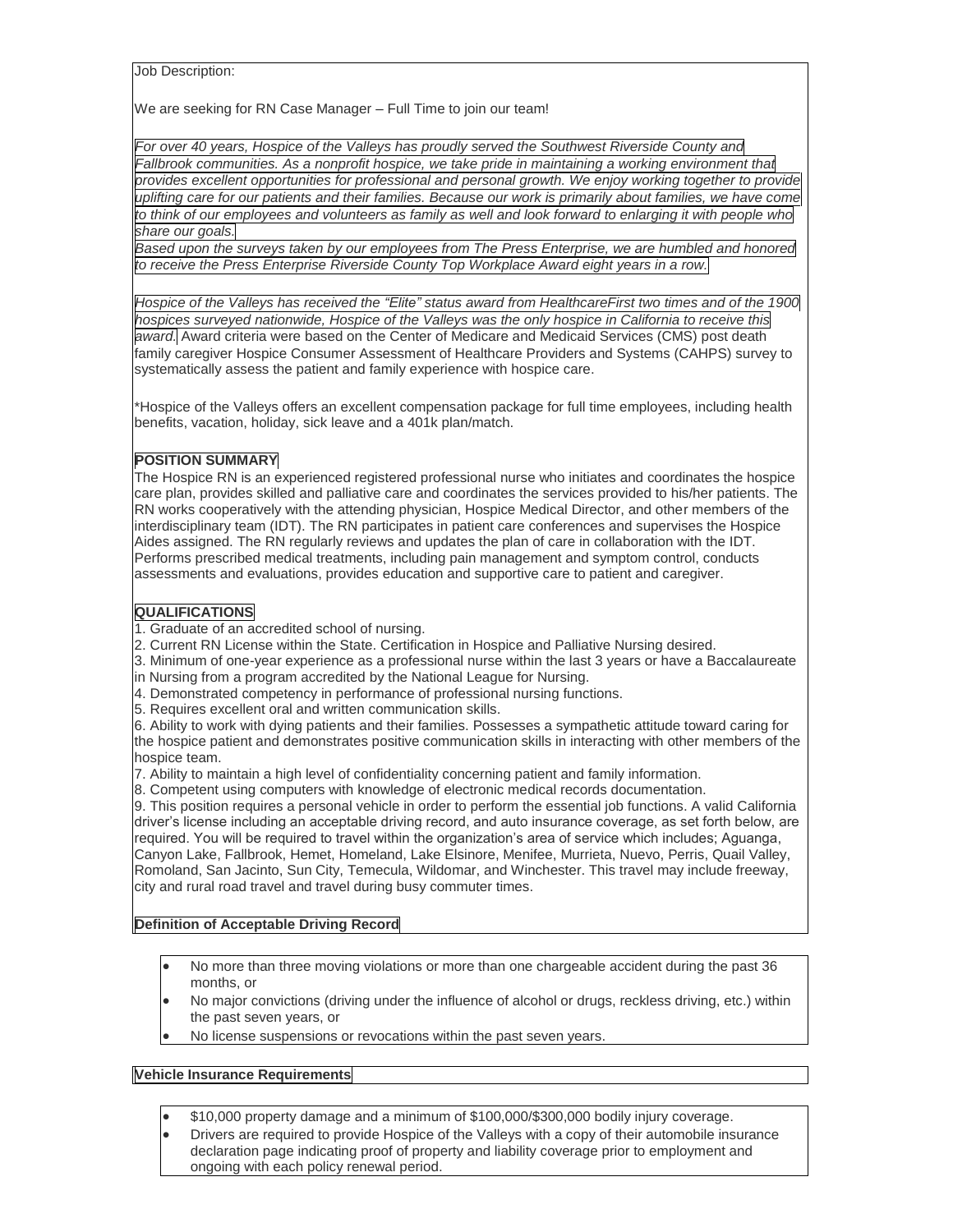Job Description:

We are seeking for RN Case Manager – Full Time to join our team!

*For over 40 years, Hospice of the Valleys has proudly served the Southwest Riverside County and Fallbrook communities. As a nonprofit hospice, we take pride in maintaining a working environment that provides excellent opportunities for professional and personal growth. We enjoy working together to provide uplifting care for our patients and their families. Because our work is primarily about families, we have come to think of our employees and volunteers as family as well and look forward to enlarging it with people who share our goals.*

*Based upon the surveys taken by our employees from The Press Enterprise, we are humbled and honored to receive the Press Enterprise Riverside County Top Workplace Award eight years in a row.*

*Hospice of the Valleys has received the "Elite" status award from HealthcareFirst two times and of the 1900 hospices surveyed nationwide, Hospice of the Valleys was the only hospice in California to receive this award.* Award criteria were based on the Center of Medicare and Medicaid Services (CMS) post death family caregiver Hospice Consumer Assessment of Healthcare Providers and Systems (CAHPS) survey to systematically assess the patient and family experience with hospice care.

*Hospice of the Valleys offers an excellent compensation package for full time employees, including health benefits, vacation, holiday, sick leave and a 401k plan/match.

**POSITION SUMMARY**

The Hospice RN is an experienced registered professional nurse who initiates and coordinates the hospice care plan, provides skilled and palliative care and coordinates the services provided to his/her patients. The RN works cooperatively with the attending physician, Hospice Medical Director, and other members of the interdisciplinary team (IDT). The RN participates in patient care conferences and supervises the Hospice Aides assigned. The RN regularly reviews and updates the plan of care in collaboration with the IDT. Performs prescribed medical treatments, including pain management and symptom control, conducts assessments and evaluations, provides education and supportive care to patient and caregiver.

**QUALIFICATIONS**

1. Graduate of an accredited school of nursing.
2. Current RN License within the State. Certification in Hospice and Palliative Nursing desired.
3. Minimum of one-year experience as a professional nurse within the last 3 years or have a Baccalaureate in Nursing from a program accredited by the National League for Nursing.
4. Demonstrated competency in performance of professional nursing functions.
5. Requires excellent oral and written communication skills.
6. Ability to work with dying patients and their families. Possesses a sympathetic attitude toward caring for the hospice patient and demonstrates positive communication skills in interacting with other members of the hospice team.
7. Ability to maintain a high level of confidentiality concerning patient and family information.
8. Competent using computers with knowledge of electronic medical records documentation.
9. This position requires a personal vehicle in order to perform the essential job functions. A valid California driver's license including an acceptable driving record, and auto insurance coverage, as set forth below, are required. You will be required to travel within the organization's area of service which includes; Aguanga, Canyon Lake, Fallbrook, Hemet, Homeland, Lake Elsinore, Menifee, Murrieta, Nuevo, Perris, Quail Valley, Romoland, San Jacinto, Sun City, Temecula, Wildomar, and Winchester. This travel may include freeway, city and rural road travel and travel during busy commuter times.

**Definition of Acceptable Driving Record**

- No more than three moving violations or more than one chargeable accident during the past 36 months, or
- No major convictions (driving under the influence of alcohol or drugs, reckless driving, etc.) within the past seven years, or
- No license suspensions or revocations within the past seven years.

**Vehicle Insurance Requirements**

- $10,000 property damage and a minimum of $100,000/$300,000 bodily injury coverage.
- Drivers are required to provide Hospice of the Valleys with a copy of their automobile insurance declaration page indicating proof of property and liability coverage prior to employment and ongoing with each policy renewal period.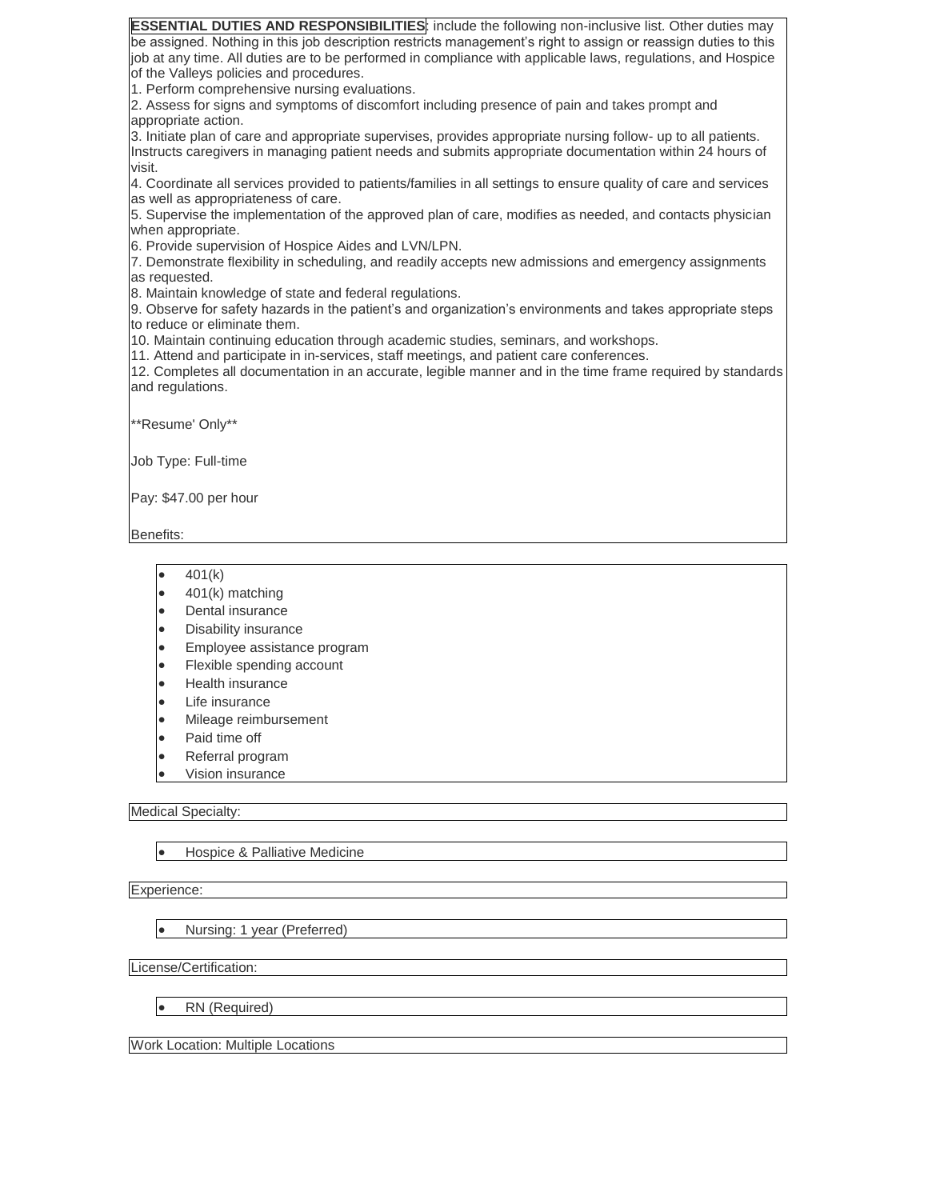**ESSENTIAL DUTIES AND RESPONSIBILITIES**: include the following non-inclusive list. Other duties may be assigned. Nothing in this job description restricts management's right to assign or reassign duties to this job at any time. All duties are to be performed in compliance with applicable laws, regulations, and Hospice of the Valleys policies and procedures.

1. Perform comprehensive nursing evaluations.
2. Assess for signs and symptoms of discomfort including presence of pain and takes prompt and appropriate action.
3. Initiate plan of care and appropriate supervises, provides appropriate nursing follow- up to all patients. Instructs caregivers in managing patient needs and submits appropriate documentation within 24 hours of visit.
4. Coordinate all services provided to patients/families in all settings to ensure quality of care and services as well as appropriateness of care.
5. Supervise the implementation of the approved plan of care, modifies as needed, and contacts physician when appropriate.
6. Provide supervision of Hospice Aides and LVN/LPN.
7. Demonstrate flexibility in scheduling, and readily accepts new admissions and emergency assignments as requested.
8. Maintain knowledge of state and federal regulations.
9. Observe for safety hazards in the patient's and organization's environments and takes appropriate steps to reduce or eliminate them.
10. Maintain continuing education through academic studies, seminars, and workshops.
11. Attend and participate in in-services, staff meetings, and patient care conferences.
12. Completes all documentation in an accurate, legible manner and in the time frame required by standards and regulations.

**Resume' Only**

Job Type: Full-time

Pay: $47.00 per hour

Benefits:

- 401(k)
- 401(k) matching
- Dental insurance
- Disability insurance
- Employee assistance program
- Flexible spending account
- Health insurance
- Life insurance
- Mileage reimbursement
- Paid time off
- Referral program
- Vision insurance

Medical Specialty:

- Hospice & Palliative Medicine

Experience:

- Nursing: 1 year (Preferred)

License/Certification:

- RN (Required)

Work Location: Multiple Locations